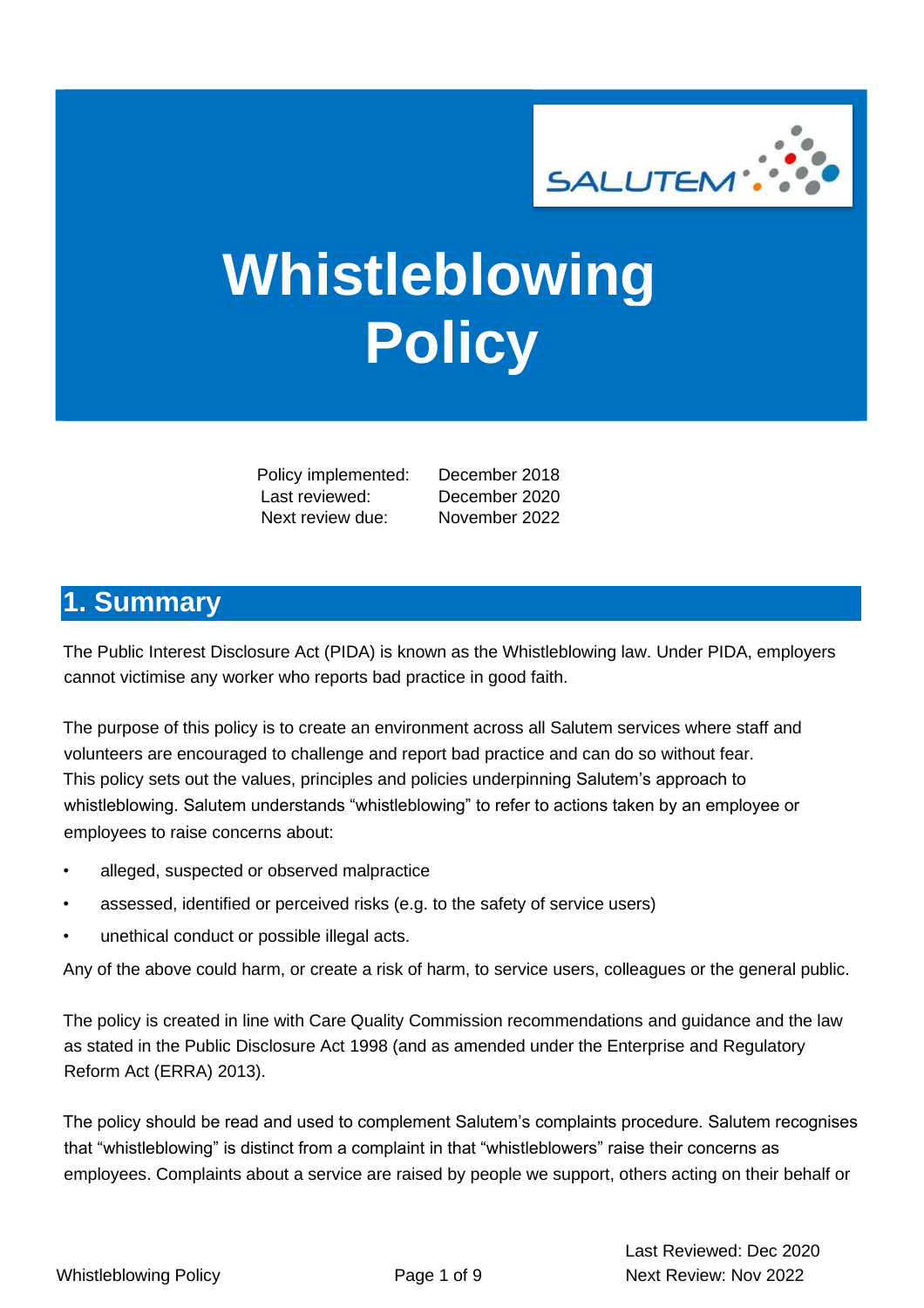# Whistleblowing Policy

| Policy implemented: | December 2018 |
|---|---|
| Last reviewed: | December 2020 |
| Next review due: | November 2022 |

## 1. Summary

The Public Interest Disclosure Act (PIDA) is known as the Whistleblowing law. Under PIDA, employers cannot victimise any worker who reports bad practice in good faith.

The purpose of this policy is to create an environment across all Salutem services where staff and volunteers are encouraged to challenge and report bad practice and can do so without fear. This policy sets out the values, principles and policies underpinning Salutem's approach to whistleblowing. Salutem understands "whistleblowing" to refer to actions taken by an employee or employees to raise concerns about:

- alleged, suspected or observed malpractice
- assessed, identified or perceived risks (e.g. to the safety of service users)
- unethical conduct or possible illegal acts.

Any of the above could harm, or create a risk of harm, to service users, colleagues or the general public.

The policy is created in line with Care Quality Commission recommendations and guidance and the law as stated in the Public Disclosure Act 1998 (and as amended under the Enterprise and Regulatory Reform Act (ERRA) 2013).

The policy should be read and used to complement Salutem's complaints procedure. Salutem recognises that "whistleblowing" is distinct from a complaint in that "whistleblowers" raise their concerns as employees. Complaints about a service are raised by people we support, others acting on their behalf or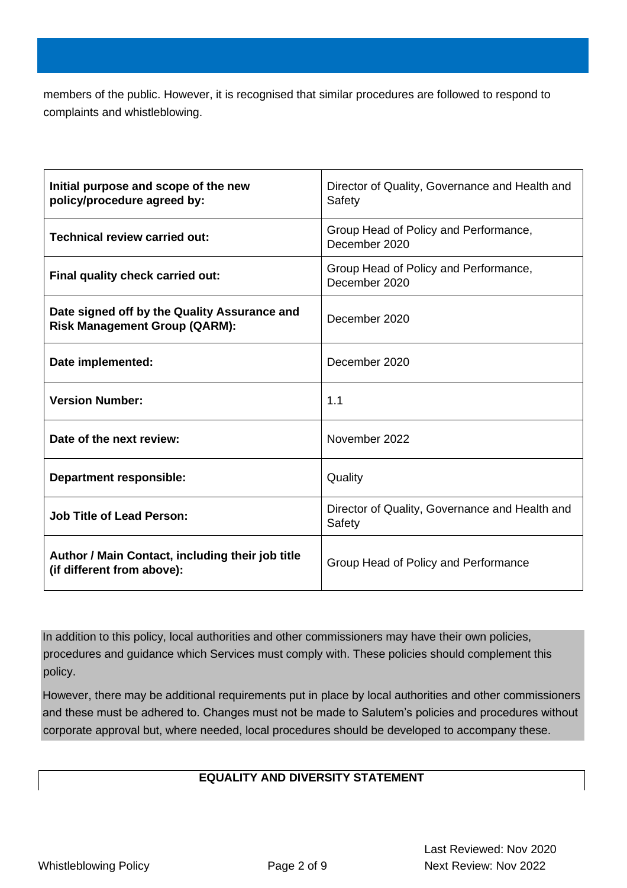members of the public. However, it is recognised that similar procedures are followed to respond to complaints and whistleblowing.

| | |
|---|---|
| **Initial purpose and scope of the new policy/procedure agreed by:** | Director of Quality, Governance and Health and Safety |
| **Technical review carried out:** | Group Head of Policy and Performance, December 2020 |
| **Final quality check carried out:** | Group Head of Policy and Performance, December 2020 |
| **Date signed off by the Quality Assurance and Risk Management Group (QARM):** | December 2020 |
| **Date implemented:** | December 2020 |
| **Version Number:** | 1.1 |
| **Date of the next review:** | November 2022 |
| **Department responsible:** | Quality |
| **Job Title of Lead Person:** | Director of Quality, Governance and Health and Safety |
| **Author / Main Contact, including their job title (if different from above):** | Group Head of Policy and Performance |

In addition to this policy, local authorities and other commissioners may have their own policies, procedures and guidance which Services must comply with. These policies should complement this policy.

However, there may be additional requirements put in place by local authorities and other commissioners and these must be adhered to. Changes must not be made to Salutem's policies and procedures without corporate approval but, where needed, local procedures should be developed to accompany these.

**EQUALITY AND DIVERSITY STATEMENT**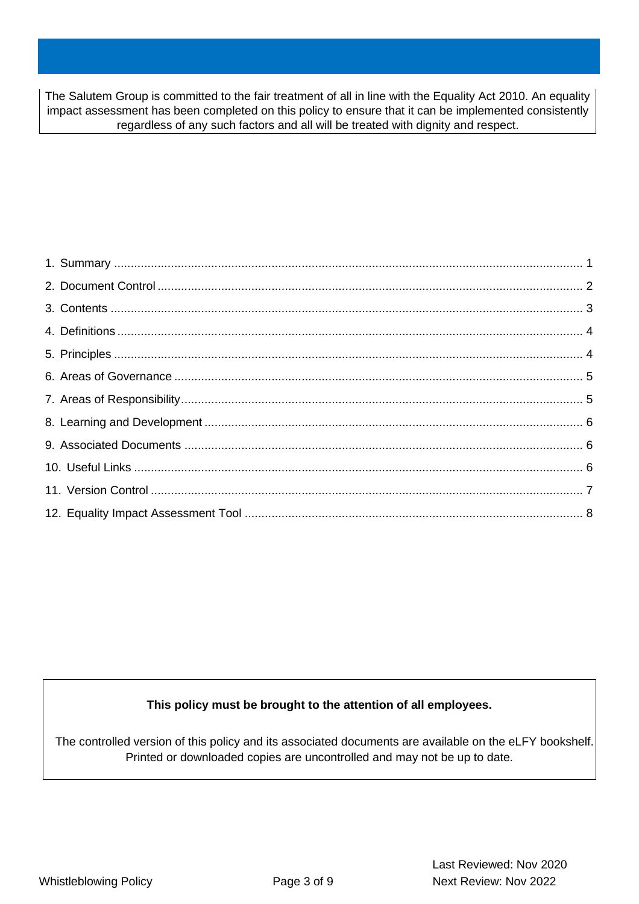The Salutem Group is committed to the fair treatment of all in line with the Equality Act 2010. An equality impact assessment has been completed on this policy to ensure that it can be implemented consistently regardless of any such factors and all will be treated with dignity and respect.

1. Summary ........................................................................ 1
2. Document Control ........................................................................ 2
3. Contents ........................................................................ 3
4. Definitions ........................................................................ 4
5. Principles ........................................................................ 4
6. Areas of Governance ........................................................................ 5
7. Areas of Responsibility ........................................................................ 5
8. Learning and Development ........................................................................ 6
9. Associated Documents ........................................................................ 6
10. Useful Links ........................................................................ 6
11. Version Control ........................................................................ 7
12. Equality Impact Assessment Tool ........................................................................ 8

**This policy must be brought to the attention of all employees.**

The controlled version of this policy and its associated documents are available on the eLFY bookshelf. Printed or downloaded copies are uncontrolled and may not be up to date.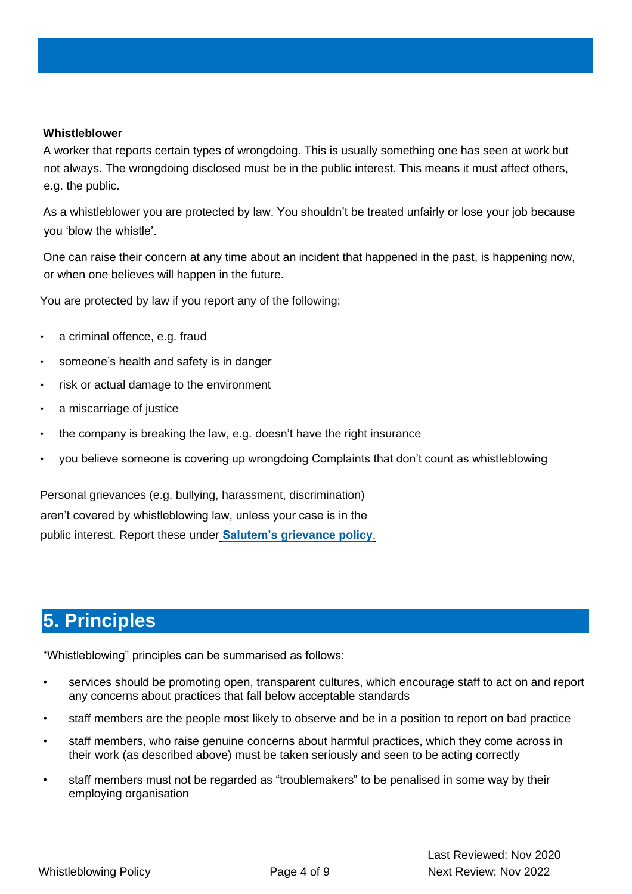**Whistleblower**

A worker that reports certain types of wrongdoing. This is usually something one has seen at work but not always. The wrongdoing disclosed must be in the public interest. This means it must affect others, e.g. the public.

As a whistleblower you are protected by law. You shouldn't be treated unfairly or lose your job because you 'blow the whistle'.

One can raise their concern at any time about an incident that happened in the past, is happening now, or when one believes will happen in the future.

You are protected by law if you report any of the following:

- a criminal offence, e.g. fraud
- someone's health and safety is in danger
- risk or actual damage to the environment
- a miscarriage of justice
- the company is breaking the law, e.g. doesn't have the right insurance
- you believe someone is covering up wrongdoing Complaints that don't count as whistleblowing

Personal grievances (e.g. bullying, harassment, discrimination) aren't covered by whistleblowing law, unless your case is in the public interest. Report these under **Salutem's grievance policy**.

## 5. Principles

"Whistleblowing" principles can be summarised as follows:

- services should be promoting open, transparent cultures, which encourage staff to act on and report any concerns about practices that fall below acceptable standards
- staff members are the people most likely to observe and be in a position to report on bad practice
- staff members, who raise genuine concerns about harmful practices, which they come across in their work (as described above) must be taken seriously and seen to be acting correctly
- staff members must not be regarded as "troublemakers" to be penalised in some way by their employing organisation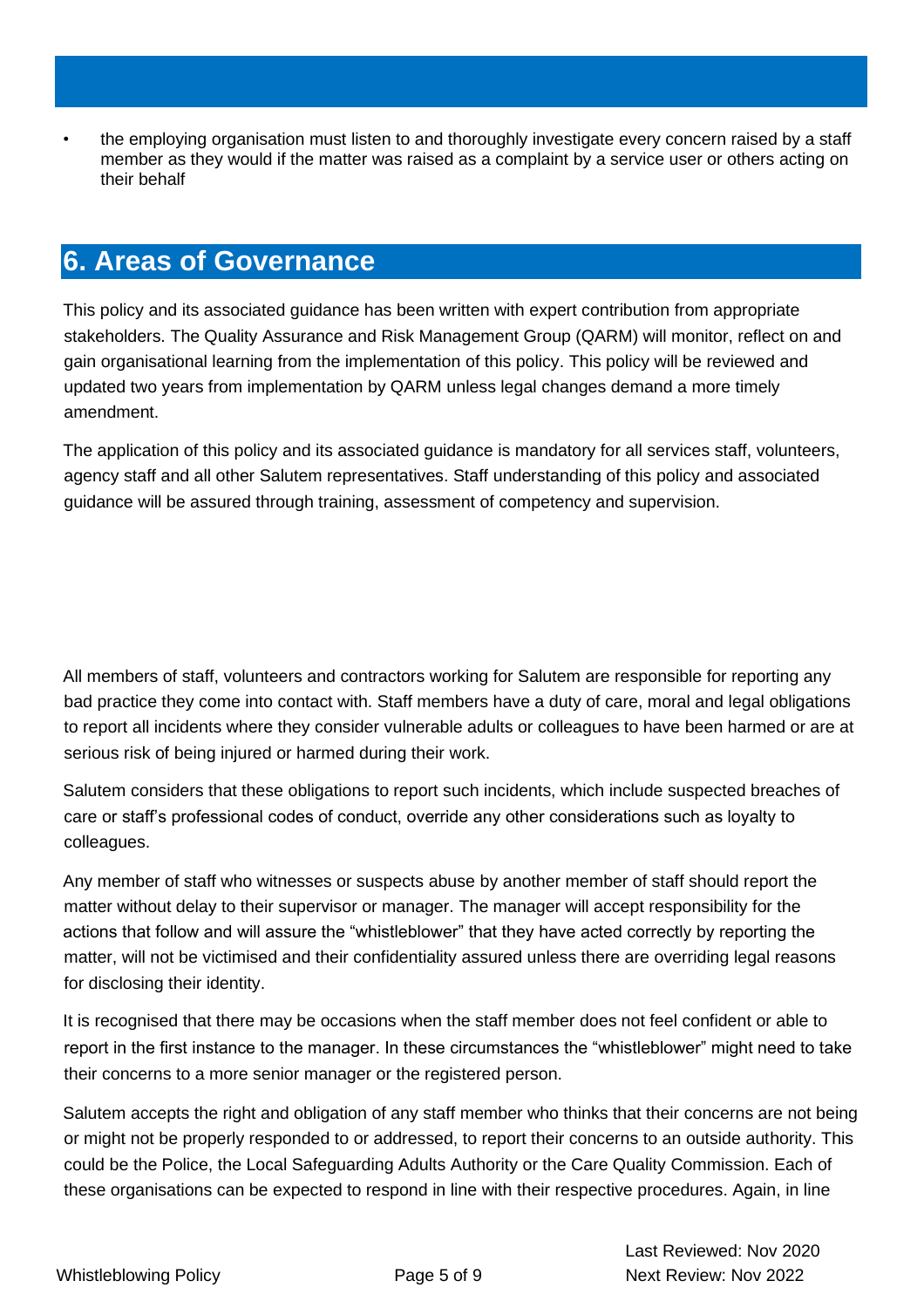- the employing organisation must listen to and thoroughly investigate every concern raised by a staff member as they would if the matter was raised as a complaint by a service user or others acting on their behalf

## 6. Areas of Governance

This policy and its associated guidance has been written with expert contribution from appropriate stakeholders. The Quality Assurance and Risk Management Group (QARM) will monitor, reflect on and gain organisational learning from the implementation of this policy. This policy will be reviewed and updated two years from implementation by QARM unless legal changes demand a more timely amendment.

The application of this policy and its associated guidance is mandatory for all services staff, volunteers, agency staff and all other Salutem representatives. Staff understanding of this policy and associated guidance will be assured through training, assessment of competency and supervision.

All members of staff, volunteers and contractors working for Salutem are responsible for reporting any bad practice they come into contact with. Staff members have a duty of care, moral and legal obligations to report all incidents where they consider vulnerable adults or colleagues to have been harmed or are at serious risk of being injured or harmed during their work.

Salutem considers that these obligations to report such incidents, which include suspected breaches of care or staff's professional codes of conduct, override any other considerations such as loyalty to colleagues.

Any member of staff who witnesses or suspects abuse by another member of staff should report the matter without delay to their supervisor or manager. The manager will accept responsibility for the actions that follow and will assure the "whistleblower" that they have acted correctly by reporting the matter, will not be victimised and their confidentiality assured unless there are overriding legal reasons for disclosing their identity.

It is recognised that there may be occasions when the staff member does not feel confident or able to report in the first instance to the manager. In these circumstances the "whistleblower" might need to take their concerns to a more senior manager or the registered person.

Salutem accepts the right and obligation of any staff member who thinks that their concerns are not being or might not be properly responded to or addressed, to report their concerns to an outside authority. This could be the Police, the Local Safeguarding Adults Authority or the Care Quality Commission. Each of these organisations can be expected to respond in line with their respective procedures. Again, in line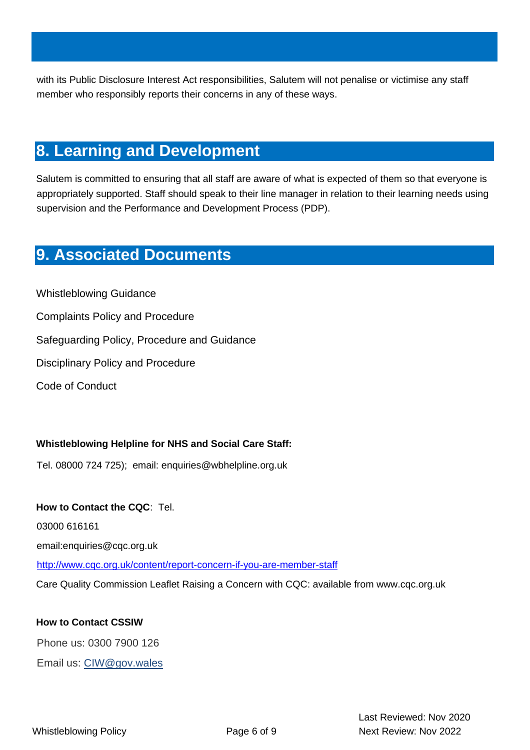with its Public Disclosure Interest Act responsibilities, Salutem will not penalise or victimise any staff member who responsibly reports their concerns in any of these ways.

## 8. Learning and Development

Salutem is committed to ensuring that all staff are aware of what is expected of them so that everyone is appropriately supported. Staff should speak to their line manager in relation to their learning needs using supervision and the Performance and Development Process (PDP).

## 9. Associated Documents

Whistleblowing Guidance

Complaints Policy and Procedure

Safeguarding Policy, Procedure and Guidance

Disciplinary Policy and Procedure

Code of Conduct

**Whistleblowing Helpline for NHS and Social Care Staff:**

Tel. 08000 724 725); email: enquiries@wbhelpline.org.uk

**How to Contact the CQC**: Tel.

03000 616161

email:enquiries@cqc.org.uk

[http://www.cqc.org.uk/content/report-concern-if-you-are-member-staff](http://www.cqc.org.uk/content/report-concern-if-you-are-member-staff)

Care Quality Commission Leaflet Raising a Concern with CQC: available from www.cqc.org.uk

**How to Contact CSSIW**

Phone us: 0300 7900 126

Email us: [CIW@gov.wales](mailto:CIW@gov.wales)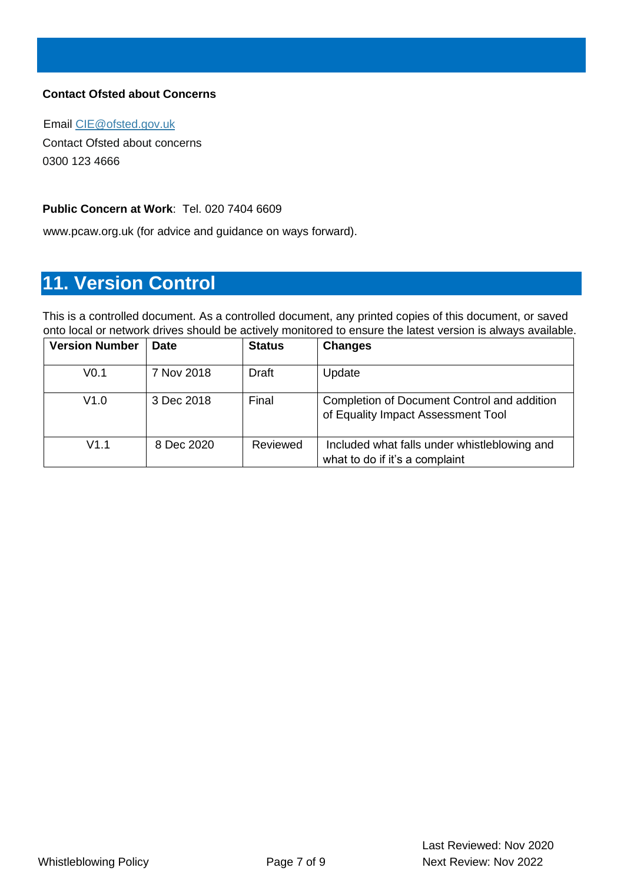**Contact Ofsted about Concerns**

Email CIE@ofsted.gov.uk
Contact Ofsted about concerns
0300 123 4666

**Public Concern at Work**: Tel. 020 7404 6609

www.pcaw.org.uk (for advice and guidance on ways forward).

## 11. Version Control

This is a controlled document. As a controlled document, any printed copies of this document, or saved onto local or network drives should be actively monitored to ensure the latest version is always available.

| Version Number | Date | Status | Changes |
|---|---|---|---|
| V0.1 | 7 Nov 2018 | Draft | Update |
| V1.0 | 3 Dec 2018 | Final | Completion of Document Control and addition of Equality Impact Assessment Tool |
| V1.1 | 8 Dec 2020 | Reviewed | Included what falls under whistleblowing and what to do if it's a complaint |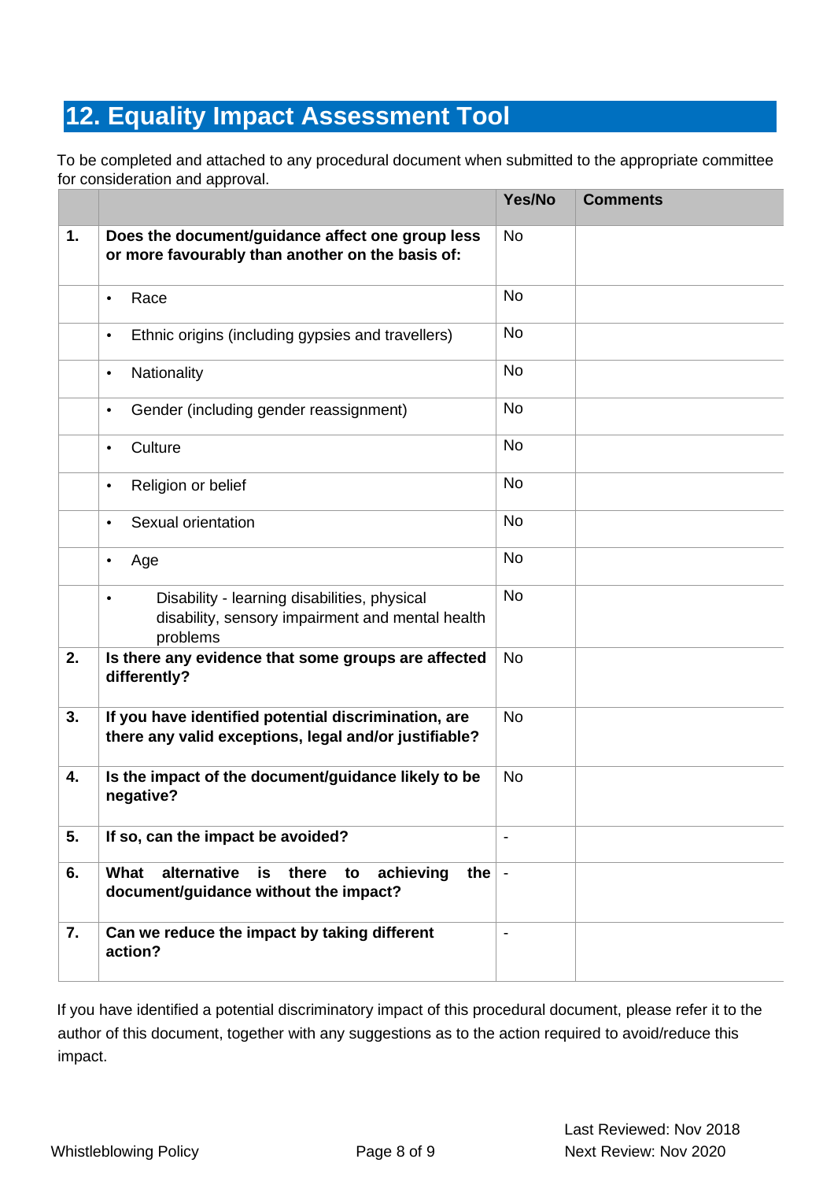## 12. Equality Impact Assessment Tool

To be completed and attached to any procedural document when submitted to the appropriate committee for consideration and approval.

| | | Yes/No | Comments |
|---|---|---|---|
| **1.** | **Does the document/guidance affect one group less or more favourably than another on the basis of:** | No | |
| | • Race | No | |
| | • Ethnic origins (including gypsies and travellers) | No | |
| | • Nationality | No | |
| | • Gender (including gender reassignment) | No | |
| | • Culture | No | |
| | • Religion or belief | No | |
| | • Sexual orientation | No | |
| | • Age | No | |
| | • Disability - learning disabilities, physical disability, sensory impairment and mental health problems | No | |
| **2.** | **Is there any evidence that some groups are affected differently?** | No | |
| **3.** | **If you have identified potential discrimination, are there any valid exceptions, legal and/or justifiable?** | No | |
| **4.** | **Is the impact of the document/guidance likely to be negative?** | No | |
| **5.** | **If so, can the impact be avoided?** | - | |
| **6.** | **What alternative is there to achieving the document/guidance without the impact?** | - | |
| **7.** | **Can we reduce the impact by taking different action?** | - | |

If you have identified a potential discriminatory impact of this procedural document, please refer it to the author of this document, together with any suggestions as to the action required to avoid/reduce this impact.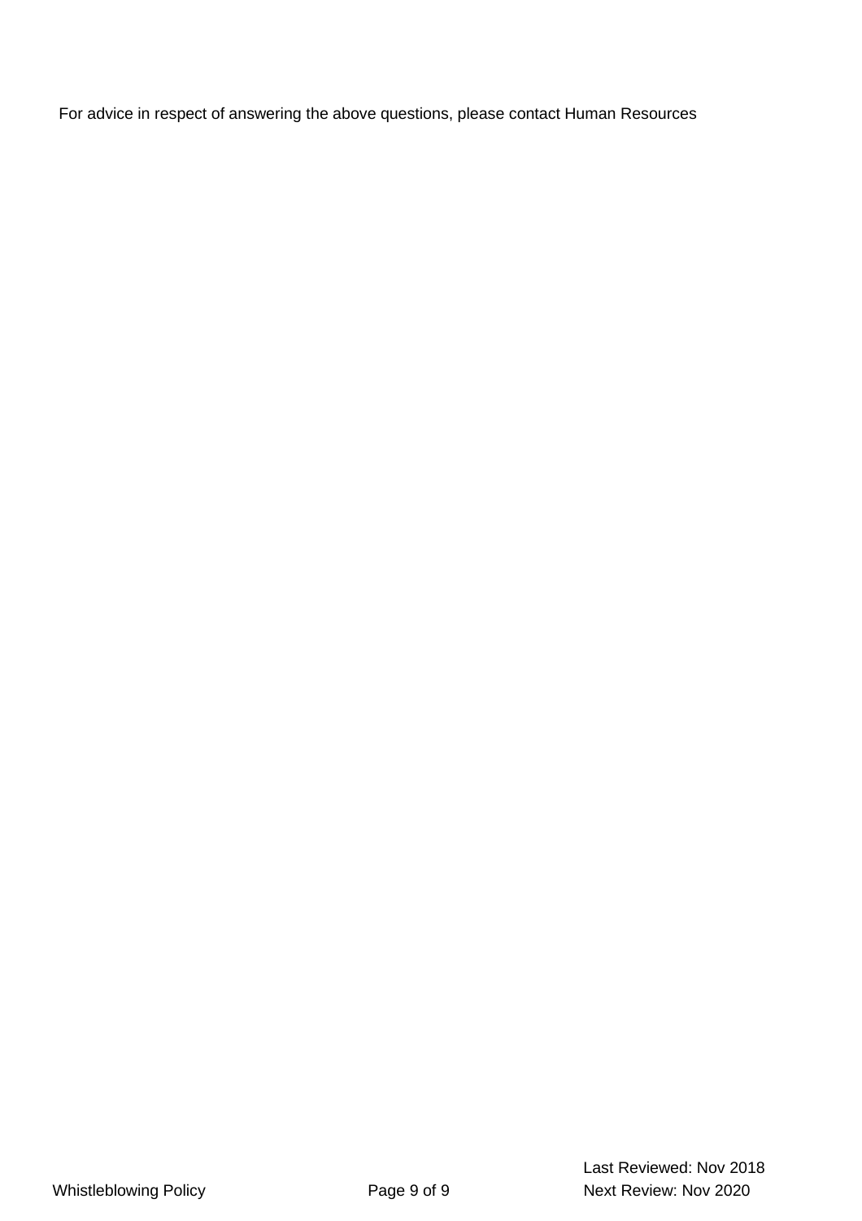For advice in respect of answering the above questions, please contact Human Resources